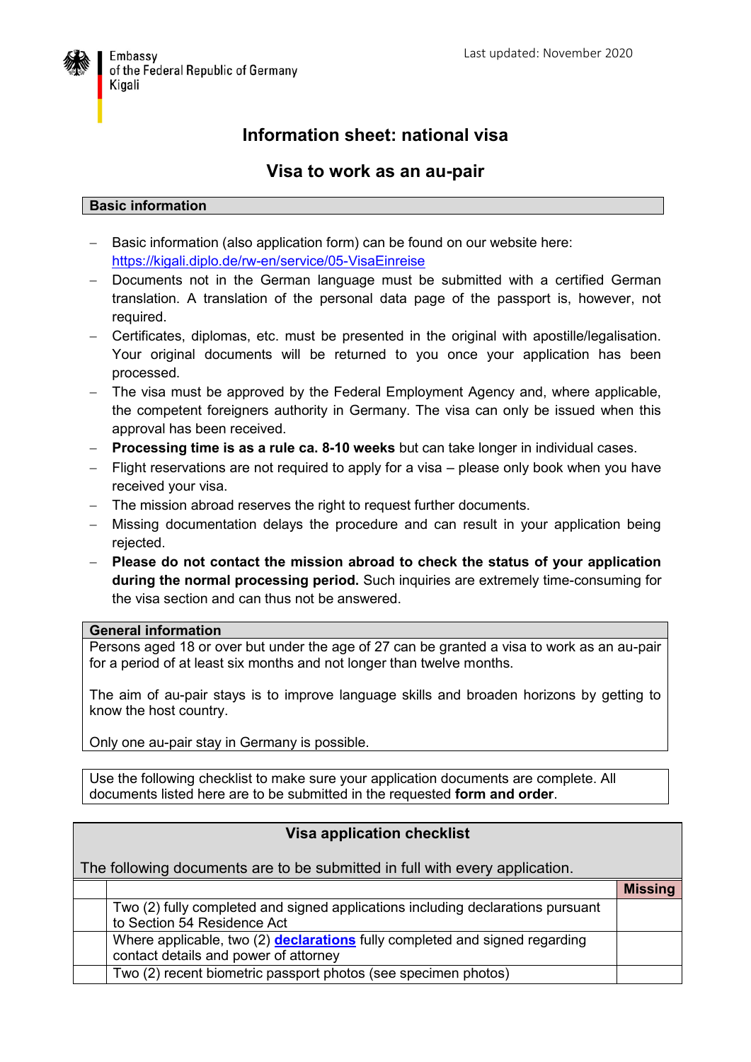Embassy
of the Federal Republic of Germany
Kigali

Last updated: November 2020

# Information sheet: national visa

## Visa to work as an au-pair

**Basic information**

- Basic information (also application form) can be found on our website here: https://kigali.diplo.de/rw-en/service/05-VisaEinreise
- Documents not in the German language must be submitted with a certified German translation. A translation of the personal data page of the passport is, however, not required.
- Certificates, diplomas, etc. must be presented in the original with apostille/legalisation. Your original documents will be returned to you once your application has been processed.
- The visa must be approved by the Federal Employment Agency and, where applicable, the competent foreigners authority in Germany. The visa can only be issued when this approval has been received.
- **Processing time is as a rule ca. 8-10 weeks** but can take longer in individual cases.
- Flight reservations are not required to apply for a visa – please only book when you have received your visa.
- The mission abroad reserves the right to request further documents.
- Missing documentation delays the procedure and can result in your application being rejected.
- **Please do not contact the mission abroad to check the status of your application during the normal processing period.** Such inquiries are extremely time-consuming for the visa section and can thus not be answered.

**General information**

Persons aged 18 or over but under the age of 27 can be granted a visa to work as an au-pair for a period of at least six months and not longer than twelve months.

The aim of au-pair stays is to improve language skills and broaden horizons by getting to know the host country.

Only one au-pair stay in Germany is possible.

Use the following checklist to make sure your application documents are complete. All documents listed here are to be submitted in the requested **form and order**.

**Visa application checklist**

The following documents are to be submitted in full with every application.

| | | Missing |
|---|---|---|
| | Two (2) fully completed and signed applications including declarations pursuant to Section 54 Residence Act | |
| | Where applicable, two (2) **declarations** fully completed and signed regarding contact details and power of attorney | |
| | Two (2) recent biometric passport photos (see specimen photos) | |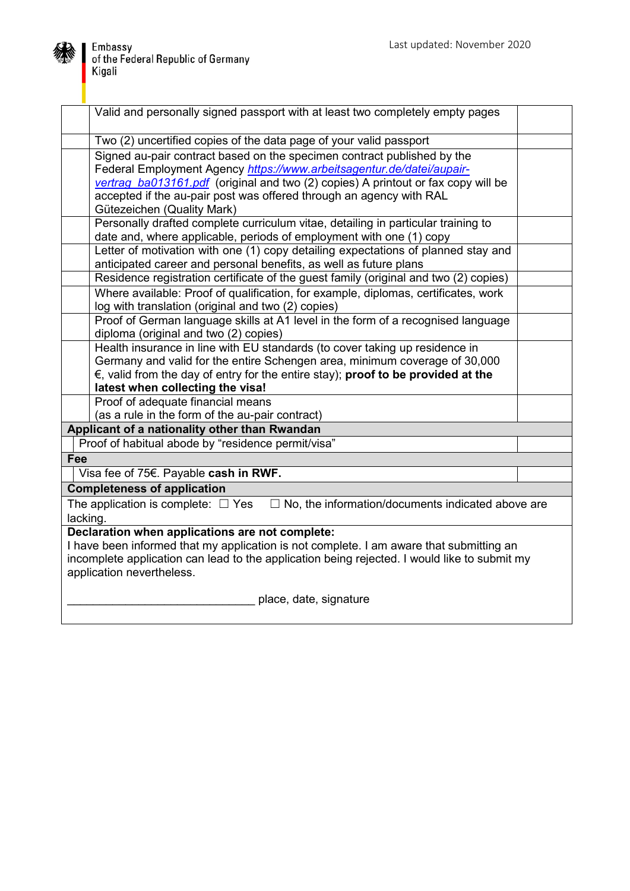| | | |
|---|---|---|
| | Valid and personally signed passport with at least two completely empty pages | |
| | Two (2) uncertified copies of the data page of your valid passport | |
| | Signed au-pair contract based on the specimen contract published by the Federal Employment Agency [https://www.arbeitsagentur.de/datei/aupair-vertrag_ba013161.pdf](https://www.arbeitsagentur.de/datei/aupair-vertrag_ba013161.pdf) (original and two (2) copies) A printout or fax copy will be accepted if the au-pair post was offered through an agency with RAL Gütezeichen (Quality Mark) | |
| | Personally drafted complete curriculum vitae, detailing in particular training to date and, where applicable, periods of employment with one (1) copy | |
| | Letter of motivation with one (1) copy detailing expectations of planned stay and anticipated career and personal benefits, as well as future plans | |
| | Residence registration certificate of the guest family (original and two (2) copies) | |
| | Where available: Proof of qualification, for example, diplomas, certificates, work log with translation (original and two (2) copies) | |
| | Proof of German language skills at A1 level in the form of a recognised language diploma (original and two (2) copies) | |
| | Health insurance in line with EU standards (to cover taking up residence in Germany and valid for the entire Schengen area, minimum coverage of 30,000 €, valid from the day of entry for the entire stay); **proof to be provided at the latest when collecting the visa!** | |
| | Proof of adequate financial means (as a rule in the form of the au-pair contract) | |
| **Applicant of a nationality other than Rwandan** | | |
| | Proof of habitual abode by "residence permit/visa" | |
| **Fee** | | |
| | Visa fee of 75€. Payable **cash in RWF.** | |
| **Completeness of application** | | |
| The application is complete: ☐ Yes ☐ No, the information/documents indicated above are lacking. | | |
| **Declaration when applications are not complete:** I have been informed that my application is not complete. I am aware that submitting an incomplete application can lead to the application being rejected. I would like to submit my application nevertheless. _____________________________ place, date, signature | | |